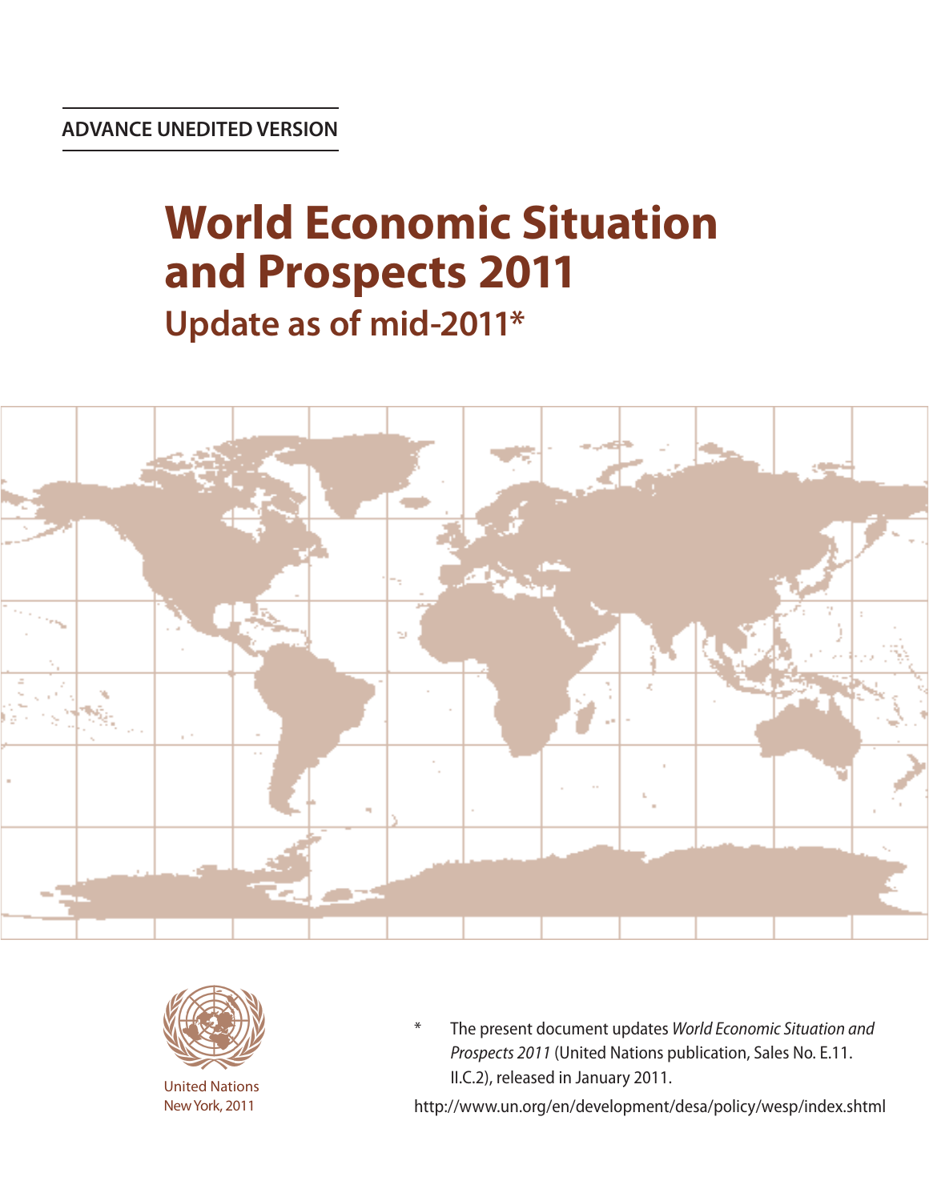ADVANCE UNEDITED VERSION

# World Economic Situation and Prospects 2011

## Update as of mid-2011*

United Nations
New York, 2011

\* The present document updates *World Economic Situation and Prospects 2011* (United Nations publication, Sales No. E.11.II.C.2), released in January 2011.

http://www.un.org/en/development/desa/policy/wesp/index.shtml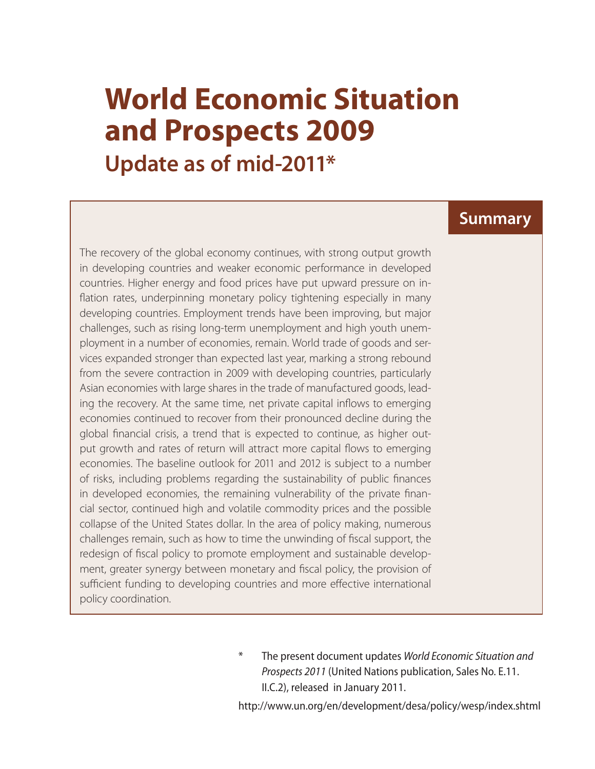# World Economic Situation and Prospects 2009

## Update as of mid-2011*

### Summary

The recovery of the global economy continues, with strong output growth in developing countries and weaker economic performance in developed countries. Higher energy and food prices have put upward pressure on inflation rates, underpinning monetary policy tightening especially in many developing countries. Employment trends have been improving, but major challenges, such as rising long-term unemployment and high youth unemployment in a number of economies, remain. World trade of goods and services expanded stronger than expected last year, marking a strong rebound from the severe contraction in 2009 with developing countries, particularly Asian economies with large shares in the trade of manufactured goods, leading the recovery. At the same time, net private capital inflows to emerging economies continued to recover from their pronounced decline during the global financial crisis, a trend that is expected to continue, as higher output growth and rates of return will attract more capital flows to emerging economies. The baseline outlook for 2011 and 2012 is subject to a number of risks, including problems regarding the sustainability of public finances in developed economies, the remaining vulnerability of the private financial sector, continued high and volatile commodity prices and the possible collapse of the United States dollar. In the area of policy making, numerous challenges remain, such as how to time the unwinding of fiscal support, the redesign of fiscal policy to promote employment and sustainable development, greater synergy between monetary and fiscal policy, the provision of sufficient funding to developing countries and more effective international policy coordination.

\* The present document updates *World Economic Situation and Prospects 2011* (United Nations publication, Sales No. E.11.II.C.2), released in January 2011.

http://www.un.org/en/development/desa/policy/wesp/index.shtml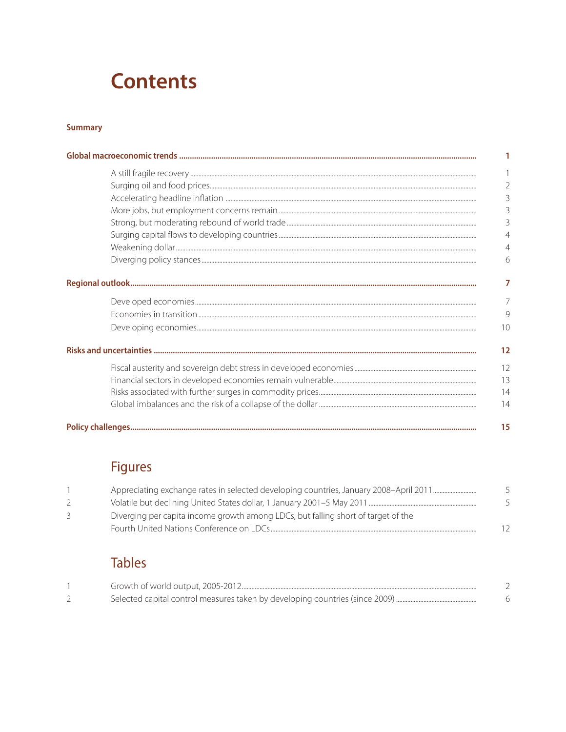# Contents

**Summary**

| | |
|---|---|
| **Global macroeconomic trends** | **1** |
| A still fragile recovery | 1 |
| Surging oil and food prices | 2 |
| Accelerating headline inflation | 3 |
| More jobs, but employment concerns remain | 3 |
| Strong, but moderating rebound of world trade | 3 |
| Surging capital flows to developing countries | 4 |
| Weakening dollar | 4 |
| Diverging policy stances | 6 |
| **Regional outlook** | **7** |
| Developed economies | 7 |
| Economies in transition | 9 |
| Developing economies | 10 |
| **Risks and uncertainties** | **12** |
| Fiscal austerity and sovereign debt stress in developed economies | 12 |
| Financial sectors in developed economies remain vulnerable | 13 |
| Risks associated with further surges in commodity prices | 14 |
| Global imbalances and the risk of a collapse of the dollar | 14 |
| **Policy challenges** | **15** |

## Figures

| | | |
|---|---|---|
| 1 | Appreciating exchange rates in selected developing countries, January 2008–April 2011 | 5 |
| 2 | Volatile but declining United States dollar, 1 January 2001–5 May 2011 | 5 |
| 3 | Diverging per capita income growth among LDCs, but falling short of target of the Fourth United Nations Conference on LDCs | 12 |

## Tables

| | | |
|---|---|---|
| 1 | Growth of world output, 2005-2012 | 2 |
| 2 | Selected capital control measures taken by developing countries (since 2009) | 6 |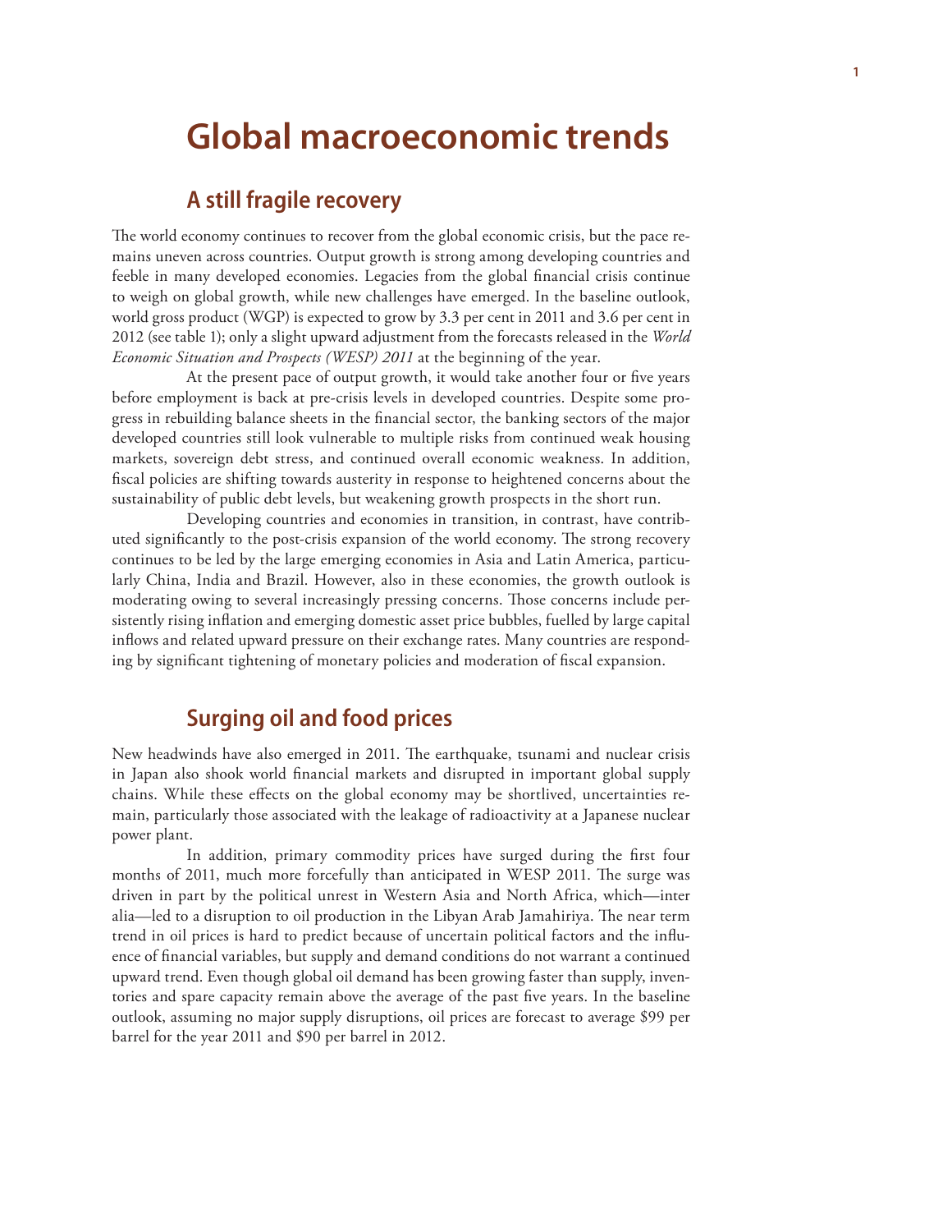# Global macroeconomic trends

## A still fragile recovery

The world economy continues to recover from the global economic crisis, but the pace remains uneven across countries. Output growth is strong among developing countries and feeble in many developed economies. Legacies from the global financial crisis continue to weigh on global growth, while new challenges have emerged. In the baseline outlook, world gross product (WGP) is expected to grow by 3.3 per cent in 2011 and 3.6 per cent in 2012 (see table 1); only a slight upward adjustment from the forecasts released in the *World Economic Situation and Prospects (WESP) 2011* at the beginning of the year.

At the present pace of output growth, it would take another four or five years before employment is back at pre-crisis levels in developed countries. Despite some progress in rebuilding balance sheets in the financial sector, the banking sectors of the major developed countries still look vulnerable to multiple risks from continued weak housing markets, sovereign debt stress, and continued overall economic weakness. In addition, fiscal policies are shifting towards austerity in response to heightened concerns about the sustainability of public debt levels, but weakening growth prospects in the short run.

Developing countries and economies in transition, in contrast, have contributed significantly to the post-crisis expansion of the world economy. The strong recovery continues to be led by the large emerging economies in Asia and Latin America, particularly China, India and Brazil. However, also in these economies, the growth outlook is moderating owing to several increasingly pressing concerns. Those concerns include persistently rising inflation and emerging domestic asset price bubbles, fuelled by large capital inflows and related upward pressure on their exchange rates. Many countries are responding by significant tightening of monetary policies and moderation of fiscal expansion.

## Surging oil and food prices

New headwinds have also emerged in 2011. The earthquake, tsunami and nuclear crisis in Japan also shook world financial markets and disrupted in important global supply chains. While these effects on the global economy may be shortlived, uncertainties remain, particularly those associated with the leakage of radioactivity at a Japanese nuclear power plant.

In addition, primary commodity prices have surged during the first four months of 2011, much more forcefully than anticipated in WESP 2011. The surge was driven in part by the political unrest in Western Asia and North Africa, which—inter alia—led to a disruption to oil production in the Libyan Arab Jamahiriya. The near term trend in oil prices is hard to predict because of uncertain political factors and the influence of financial variables, but supply and demand conditions do not warrant a continued upward trend. Even though global oil demand has been growing faster than supply, inventories and spare capacity remain above the average of the past five years. In the baseline outlook, assuming no major supply disruptions, oil prices are forecast to average $99 per barrel for the year 2011 and $90 per barrel in 2012.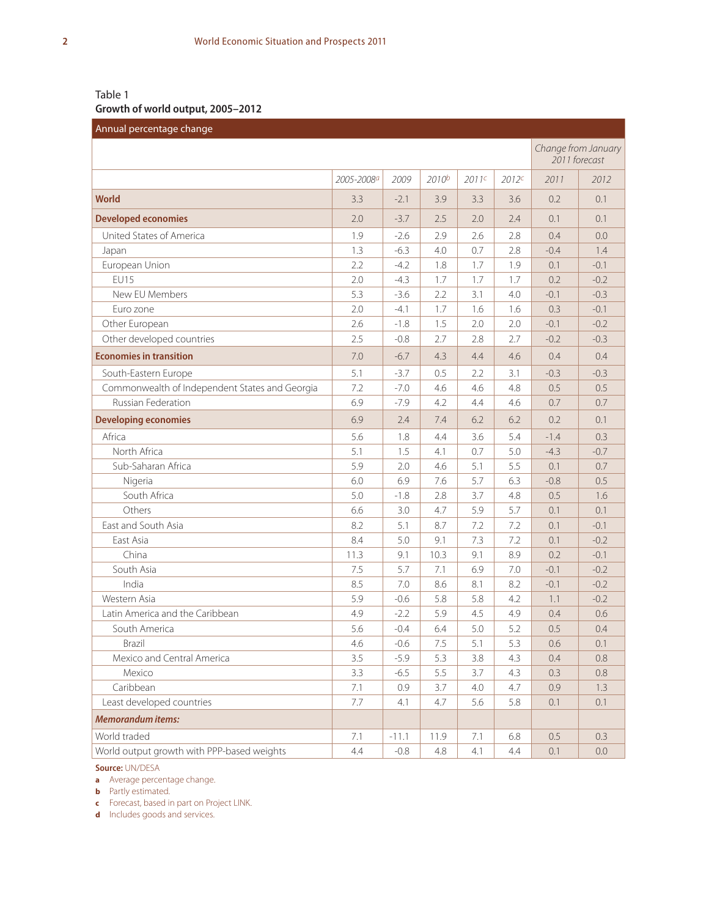Table 1

**Growth of world output, 2005–2012**

| Annual percentage change | | | | | | Change from January 2011 forecast | |
|---|---|---|---|---|---|---|---|
| | 2005-2008[a] | 2009 | 2010[b] | 2011[c] | 2012[c] | 2011 | 2012 |
| **World** | 3.3 | -2.1 | 3.9 | 3.3 | 3.6 | 0.2 | 0.1 |
| **Developed economies** | 2.0 | -3.7 | 2.5 | 2.0 | 2.4 | 0.1 | 0.1 |
| United States of America | 1.9 | -2.6 | 2.9 | 2.6 | 2.8 | 0.4 | 0.0 |
| Japan | 1.3 | -6.3 | 4.0 | 0.7 | 2.8 | -0.4 | 1.4 |
| European Union | 2.2 | -4.2 | 1.8 | 1.7 | 1.9 | 0.1 | -0.1 |
| EU15 | 2.0 | -4.3 | 1.7 | 1.7 | 1.7 | 0.2 | -0.2 |
| New EU Members | 5.3 | -3.6 | 2.2 | 3.1 | 4.0 | -0.1 | -0.3 |
| Euro zone | 2.0 | -4.1 | 1.7 | 1.6 | 1.6 | 0.3 | -0.1 |
| Other European | 2.6 | -1.8 | 1.5 | 2.0 | 2.0 | -0.1 | -0.2 |
| Other developed countries | 2.5 | -0.8 | 2.7 | 2.8 | 2.7 | -0.2 | -0.3 |
| **Economies in transition** | 7.0 | -6.7 | 4.3 | 4.4 | 4.6 | 0.4 | 0.4 |
| South-Eastern Europe | 5.1 | -3.7 | 0.5 | 2.2 | 3.1 | -0.3 | -0.3 |
| Commonwealth of Independent States and Georgia | 7.2 | -7.0 | 4.6 | 4.6 | 4.8 | 0.5 | 0.5 |
| Russian Federation | 6.9 | -7.9 | 4.2 | 4.4 | 4.6 | 0.7 | 0.7 |
| **Developing economies** | 6.9 | 2.4 | 7.4 | 6.2 | 6.2 | 0.2 | 0.1 |
| Africa | 5.6 | 1.8 | 4.4 | 3.6 | 5.4 | -1.4 | 0.3 |
| North Africa | 5.1 | 1.5 | 4.1 | 0.7 | 5.0 | -4.3 | -0.7 |
| Sub-Saharan Africa | 5.9 | 2.0 | 4.6 | 5.1 | 5.5 | 0.1 | 0.7 |
| Nigeria | 6.0 | 6.9 | 7.6 | 5.7 | 6.3 | -0.8 | 0.5 |
| South Africa | 5.0 | -1.8 | 2.8 | 3.7 | 4.8 | 0.5 | 1.6 |
| Others | 6.6 | 3.0 | 4.7 | 5.9 | 5.7 | 0.1 | 0.1 |
| East and South Asia | 8.2 | 5.1 | 8.7 | 7.2 | 7.2 | 0.1 | -0.1 |
| East Asia | 8.4 | 5.0 | 9.1 | 7.3 | 7.2 | 0.1 | -0.2 |
| China | 11.3 | 9.1 | 10.3 | 9.1 | 8.9 | 0.2 | -0.1 |
| South Asia | 7.5 | 5.7 | 7.1 | 6.9 | 7.0 | -0.1 | -0.2 |
| India | 8.5 | 7.0 | 8.6 | 8.1 | 8.2 | -0.1 | -0.2 |
| Western Asia | 5.9 | -0.6 | 5.8 | 5.8 | 4.2 | 1.1 | -0.2 |
| Latin America and the Caribbean | 4.9 | -2.2 | 5.9 | 4.5 | 4.9 | 0.4 | 0.6 |
| South America | 5.6 | -0.4 | 6.4 | 5.0 | 5.2 | 0.5 | 0.4 |
| Brazil | 4.6 | -0.6 | 7.5 | 5.1 | 5.3 | 0.6 | 0.1 |
| Mexico and Central America | 3.5 | -5.9 | 5.3 | 3.8 | 4.3 | 0.4 | 0.8 |
| Mexico | 3.3 | -6.5 | 5.5 | 3.7 | 4.3 | 0.3 | 0.8 |
| Caribbean | 7.1 | 0.9 | 3.7 | 4.0 | 4.7 | 0.9 | 1.3 |
| Least developed countries | 7.7 | 4.1 | 4.7 | 5.6 | 5.8 | 0.1 | 0.1 |
| ***Memorandum items:*** | | | | | | | |
| World traded | 7.1 | -11.1 | 11.9 | 7.1 | 6.8 | 0.5 | 0.3 |
| World output growth with PPP-based weights | 4.4 | -0.8 | 4.8 | 4.1 | 4.4 | 0.1 | 0.0 |

**Source:** UN/DESA

**a** Average percentage change.
**b** Partly estimated.
**c** Forecast, based in part on Project LINK.
**d** Includes goods and services.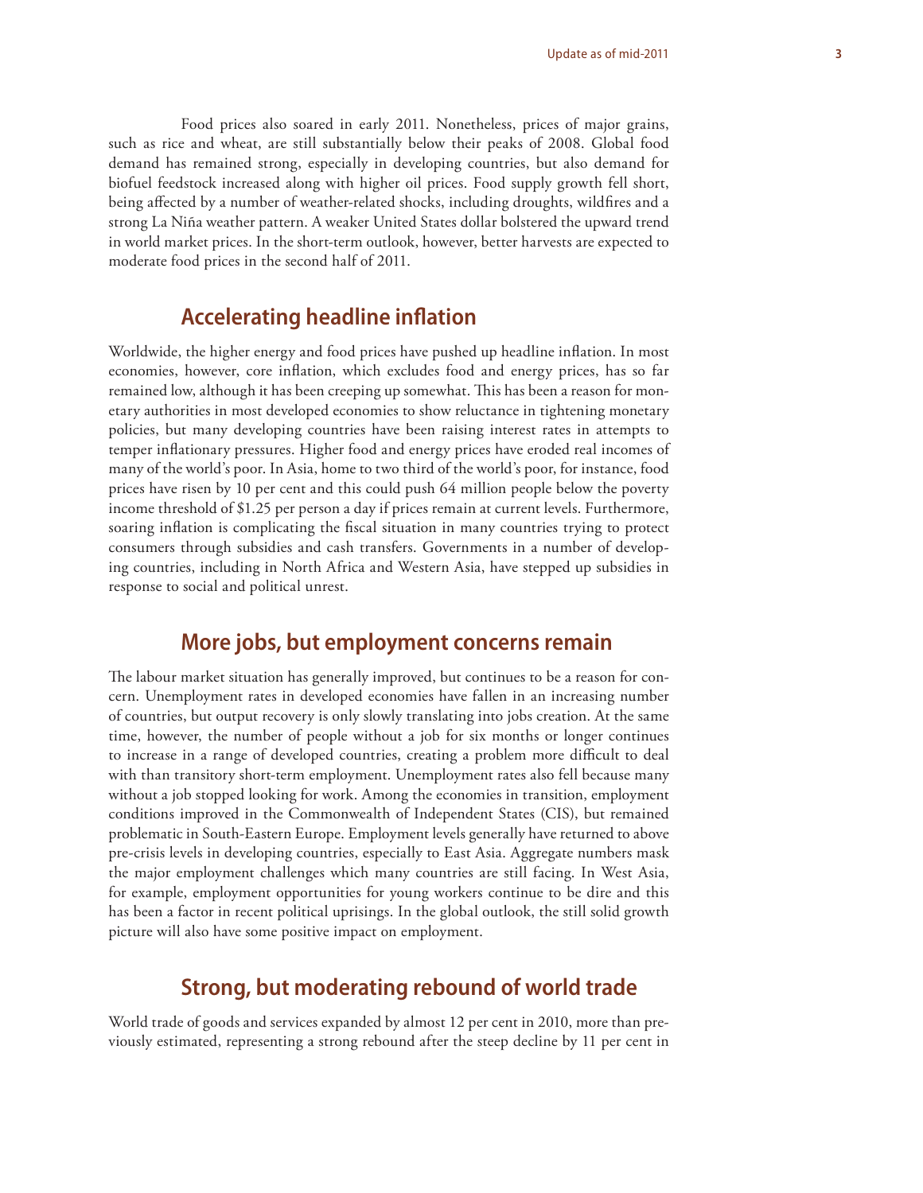Food prices also soared in early 2011. Nonetheless, prices of major grains, such as rice and wheat, are still substantially below their peaks of 2008. Global food demand has remained strong, especially in developing countries, but also demand for biofuel feedstock increased along with higher oil prices. Food supply growth fell short, being affected by a number of weather-related shocks, including droughts, wildfires and a strong La Niña weather pattern. A weaker United States dollar bolstered the upward trend in world market prices. In the short-term outlook, however, better harvests are expected to moderate food prices in the second half of 2011.

## Accelerating headline inflation

Worldwide, the higher energy and food prices have pushed up headline inflation. In most economies, however, core inflation, which excludes food and energy prices, has so far remained low, although it has been creeping up somewhat. This has been a reason for monetary authorities in most developed economies to show reluctance in tightening monetary policies, but many developing countries have been raising interest rates in attempts to temper inflationary pressures. Higher food and energy prices have eroded real incomes of many of the world's poor. In Asia, home to two third of the world's poor, for instance, food prices have risen by 10 per cent and this could push 64 million people below the poverty income threshold of $1.25 per person a day if prices remain at current levels. Furthermore, soaring inflation is complicating the fiscal situation in many countries trying to protect consumers through subsidies and cash transfers. Governments in a number of developing countries, including in North Africa and Western Asia, have stepped up subsidies in response to social and political unrest.

## More jobs, but employment concerns remain

The labour market situation has generally improved, but continues to be a reason for concern. Unemployment rates in developed economies have fallen in an increasing number of countries, but output recovery is only slowly translating into jobs creation. At the same time, however, the number of people without a job for six months or longer continues to increase in a range of developed countries, creating a problem more difficult to deal with than transitory short-term employment. Unemployment rates also fell because many without a job stopped looking for work. Among the economies in transition, employment conditions improved in the Commonwealth of Independent States (CIS), but remained problematic in South-Eastern Europe. Employment levels generally have returned to above pre-crisis levels in developing countries, especially to East Asia. Aggregate numbers mask the major employment challenges which many countries are still facing. In West Asia, for example, employment opportunities for young workers continue to be dire and this has been a factor in recent political uprisings. In the global outlook, the still solid growth picture will also have some positive impact on employment.

## Strong, but moderating rebound of world trade

World trade of goods and services expanded by almost 12 per cent in 2010, more than previously estimated, representing a strong rebound after the steep decline by 11 per cent in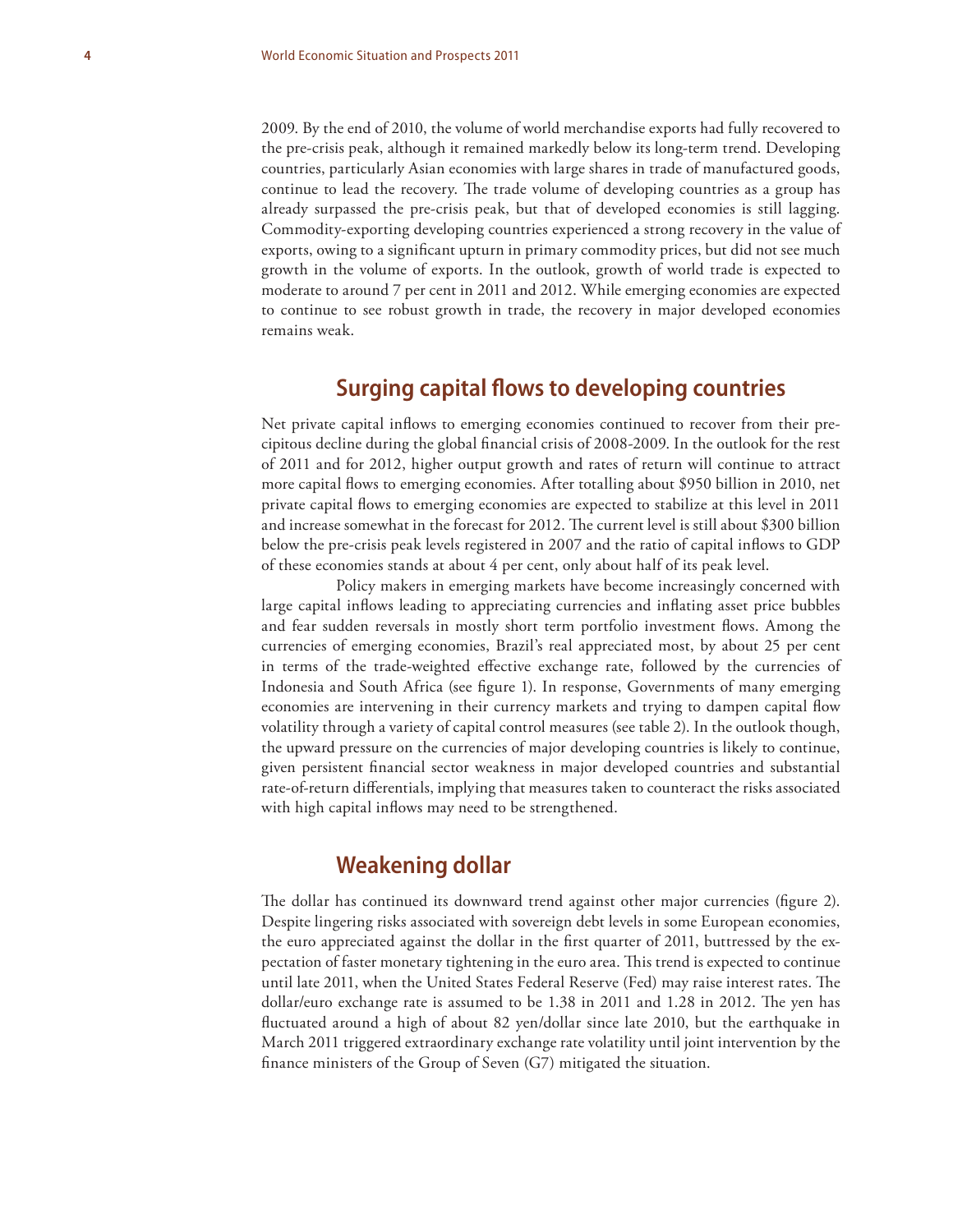2009. By the end of 2010, the volume of world merchandise exports had fully recovered to the pre-crisis peak, although it remained markedly below its long-term trend. Developing countries, particularly Asian economies with large shares in trade of manufactured goods, continue to lead the recovery. The trade volume of developing countries as a group has already surpassed the pre-crisis peak, but that of developed economies is still lagging. Commodity-exporting developing countries experienced a strong recovery in the value of exports, owing to a significant upturn in primary commodity prices, but did not see much growth in the volume of exports. In the outlook, growth of world trade is expected to moderate to around 7 per cent in 2011 and 2012. While emerging economies are expected to continue to see robust growth in trade, the recovery in major developed economies remains weak.

## Surging capital flows to developing countries

Net private capital inflows to emerging economies continued to recover from their precipitous decline during the global financial crisis of 2008-2009. In the outlook for the rest of 2011 and for 2012, higher output growth and rates of return will continue to attract more capital flows to emerging economies. After totalling about $950 billion in 2010, net private capital flows to emerging economies are expected to stabilize at this level in 2011 and increase somewhat in the forecast for 2012. The current level is still about $300 billion below the pre-crisis peak levels registered in 2007 and the ratio of capital inflows to GDP of these economies stands at about 4 per cent, only about half of its peak level.

Policy makers in emerging markets have become increasingly concerned with large capital inflows leading to appreciating currencies and inflating asset price bubbles and fear sudden reversals in mostly short term portfolio investment flows. Among the currencies of emerging economies, Brazil's real appreciated most, by about 25 per cent in terms of the trade-weighted effective exchange rate, followed by the currencies of Indonesia and South Africa (see figure 1). In response, Governments of many emerging economies are intervening in their currency markets and trying to dampen capital flow volatility through a variety of capital control measures (see table 2). In the outlook though, the upward pressure on the currencies of major developing countries is likely to continue, given persistent financial sector weakness in major developed countries and substantial rate-of-return differentials, implying that measures taken to counteract the risks associated with high capital inflows may need to be strengthened.

## Weakening dollar

The dollar has continued its downward trend against other major currencies (figure 2). Despite lingering risks associated with sovereign debt levels in some European economies, the euro appreciated against the dollar in the first quarter of 2011, buttressed by the expectation of faster monetary tightening in the euro area. This trend is expected to continue until late 2011, when the United States Federal Reserve (Fed) may raise interest rates. The dollar/euro exchange rate is assumed to be 1.38 in 2011 and 1.28 in 2012. The yen has fluctuated around a high of about 82 yen/dollar since late 2010, but the earthquake in March 2011 triggered extraordinary exchange rate volatility until joint intervention by the finance ministers of the Group of Seven (G7) mitigated the situation.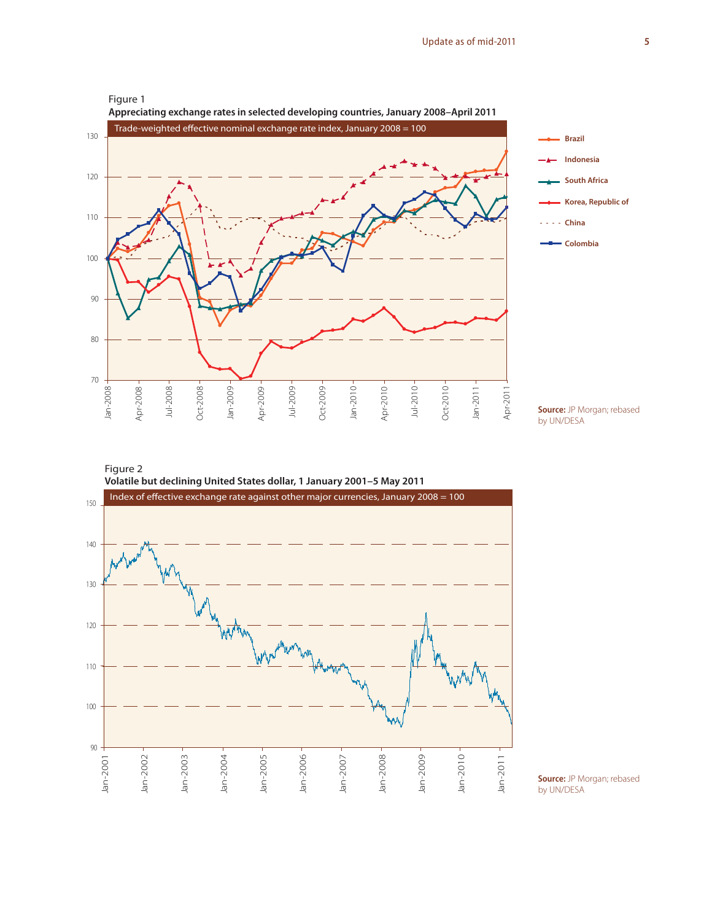Figure 1

**Appreciating exchange rates in selected developing countries, January 2008–April 2011**

Trade-weighted effective nominal exchange rate index, January 2008 = 100

**Source:** JP Morgan; rebased by UN/DESA

Figure 2

**Volatile but declining United States dollar, 1 January 2001–5 May 2011**

Index of effective exchange rate against other major currencies, January 2008 = 100

**Source:** JP Morgan; rebased by UN/DESA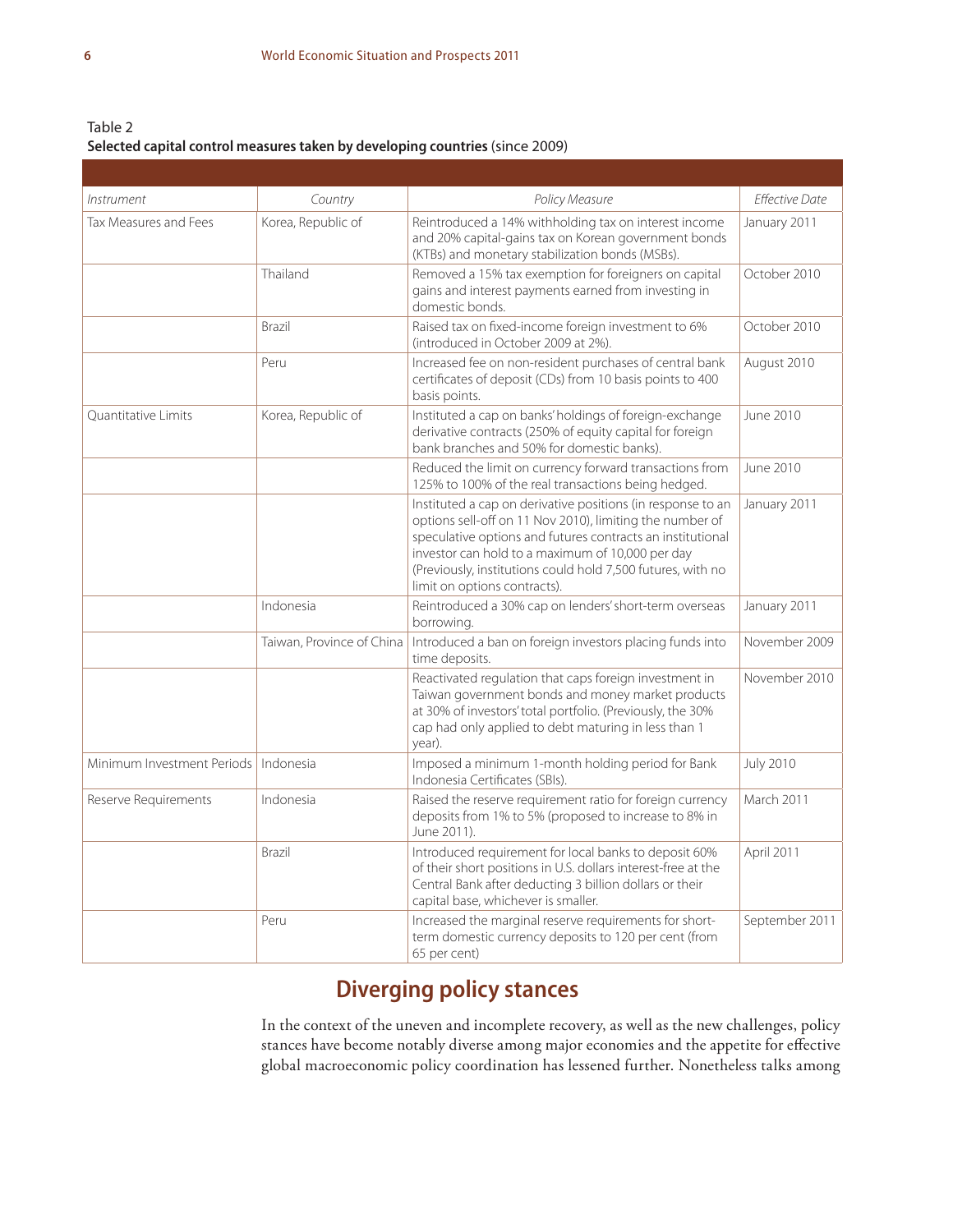Table 2
**Selected capital control measures taken by developing countries** (since 2009)

| *Instrument* | *Country* | *Policy Measure* | *Effective Date* |
|---|---|---|---|
| Tax Measures and Fees | Korea, Republic of | Reintroduced a 14% withholding tax on interest income and 20% capital-gains tax on Korean government bonds (KTBs) and monetary stabilization bonds (MSBs). | January 2011 |
| | Thailand | Removed a 15% tax exemption for foreigners on capital gains and interest payments earned from investing in domestic bonds. | October 2010 |
| | Brazil | Raised tax on fixed-income foreign investment to 6% (introduced in October 2009 at 2%). | October 2010 |
| | Peru | Increased fee on non-resident purchases of central bank certificates of deposit (CDs) from 10 basis points to 400 basis points. | August 2010 |
| Quantitative Limits | Korea, Republic of | Instituted a cap on banks' holdings of foreign-exchange derivative contracts (250% of equity capital for foreign bank branches and 50% for domestic banks). | June 2010 |
| | | Reduced the limit on currency forward transactions from 125% to 100% of the real transactions being hedged. | June 2010 |
| | | Instituted a cap on derivative positions (in response to an options sell-off on 11 Nov 2010), limiting the number of speculative options and futures contracts an institutional investor can hold to a maximum of 10,000 per day (Previously, institutions could hold 7,500 futures, with no limit on options contracts). | January 2011 |
| | Indonesia | Reintroduced a 30% cap on lenders' short-term overseas borrowing. | January 2011 |
| | Taiwan, Province of China | Introduced a ban on foreign investors placing funds into time deposits. | November 2009 |
| | | Reactivated regulation that caps foreign investment in Taiwan government bonds and money market products at 30% of investors' total portfolio. (Previously, the 30% cap had only applied to debt maturing in less than 1 year). | November 2010 |
| Minimum Investment Periods | Indonesia | Imposed a minimum 1-month holding period for Bank Indonesia Certificates (SBIs). | July 2010 |
| Reserve Requirements | Indonesia | Raised the reserve requirement ratio for foreign currency deposits from 1% to 5% (proposed to increase to 8% in June 2011). | March 2011 |
| | Brazil | Introduced requirement for local banks to deposit 60% of their short positions in U.S. dollars interest-free at the Central Bank after deducting 3 billion dollars or their capital base, whichever is smaller. | April 2011 |
| | Peru | Increased the marginal reserve requirements for short-term domestic currency deposits to 120 per cent (from 65 per cent) | September 2011 |

## Diverging policy stances

In the context of the uneven and incomplete recovery, as well as the new challenges, policy stances have become notably diverse among major economies and the appetite for effective global macroeconomic policy coordination has lessened further. Nonetheless talks among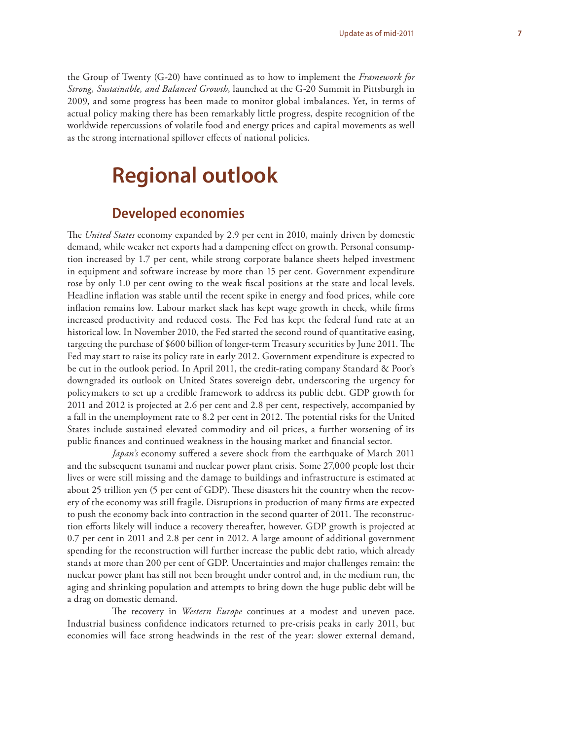the Group of Twenty (G-20) have continued as to how to implement the *Framework for Strong, Sustainable, and Balanced Growth*, launched at the G-20 Summit in Pittsburgh in 2009, and some progress has been made to monitor global imbalances. Yet, in terms of actual policy making there has been remarkably little progress, despite recognition of the worldwide repercussions of volatile food and energy prices and capital movements as well as the strong international spillover effects of national policies.

# Regional outlook

## Developed economies

The *United States* economy expanded by 2.9 per cent in 2010, mainly driven by domestic demand, while weaker net exports had a dampening effect on growth. Personal consumption increased by 1.7 per cent, while strong corporate balance sheets helped investment in equipment and software increase by more than 15 per cent. Government expenditure rose by only 1.0 per cent owing to the weak fiscal positions at the state and local levels. Headline inflation was stable until the recent spike in energy and food prices, while core inflation remains low. Labour market slack has kept wage growth in check, while firms increased productivity and reduced costs. The Fed has kept the federal fund rate at an historical low. In November 2010, the Fed started the second round of quantitative easing, targeting the purchase of $600 billion of longer-term Treasury securities by June 2011. The Fed may start to raise its policy rate in early 2012. Government expenditure is expected to be cut in the outlook period. In April 2011, the credit-rating company Standard & Poor's downgraded its outlook on United States sovereign debt, underscoring the urgency for policymakers to set up a credible framework to address its public debt. GDP growth for 2011 and 2012 is projected at 2.6 per cent and 2.8 per cent, respectively, accompanied by a fall in the unemployment rate to 8.2 per cent in 2012. The potential risks for the United States include sustained elevated commodity and oil prices, a further worsening of its public finances and continued weakness in the housing market and financial sector.

*Japan's* economy suffered a severe shock from the earthquake of March 2011 and the subsequent tsunami and nuclear power plant crisis. Some 27,000 people lost their lives or were still missing and the damage to buildings and infrastructure is estimated at about 25 trillion yen (5 per cent of GDP). These disasters hit the country when the recovery of the economy was still fragile. Disruptions in production of many firms are expected to push the economy back into contraction in the second quarter of 2011. The reconstruction efforts likely will induce a recovery thereafter, however. GDP growth is projected at 0.7 per cent in 2011 and 2.8 per cent in 2012. A large amount of additional government spending for the reconstruction will further increase the public debt ratio, which already stands at more than 200 per cent of GDP. Uncertainties and major challenges remain: the nuclear power plant has still not been brought under control and, in the medium run, the aging and shrinking population and attempts to bring down the huge public debt will be a drag on domestic demand.

The recovery in *Western Europe* continues at a modest and uneven pace. Industrial business confidence indicators returned to pre-crisis peaks in early 2011, but economies will face strong headwinds in the rest of the year: slower external demand,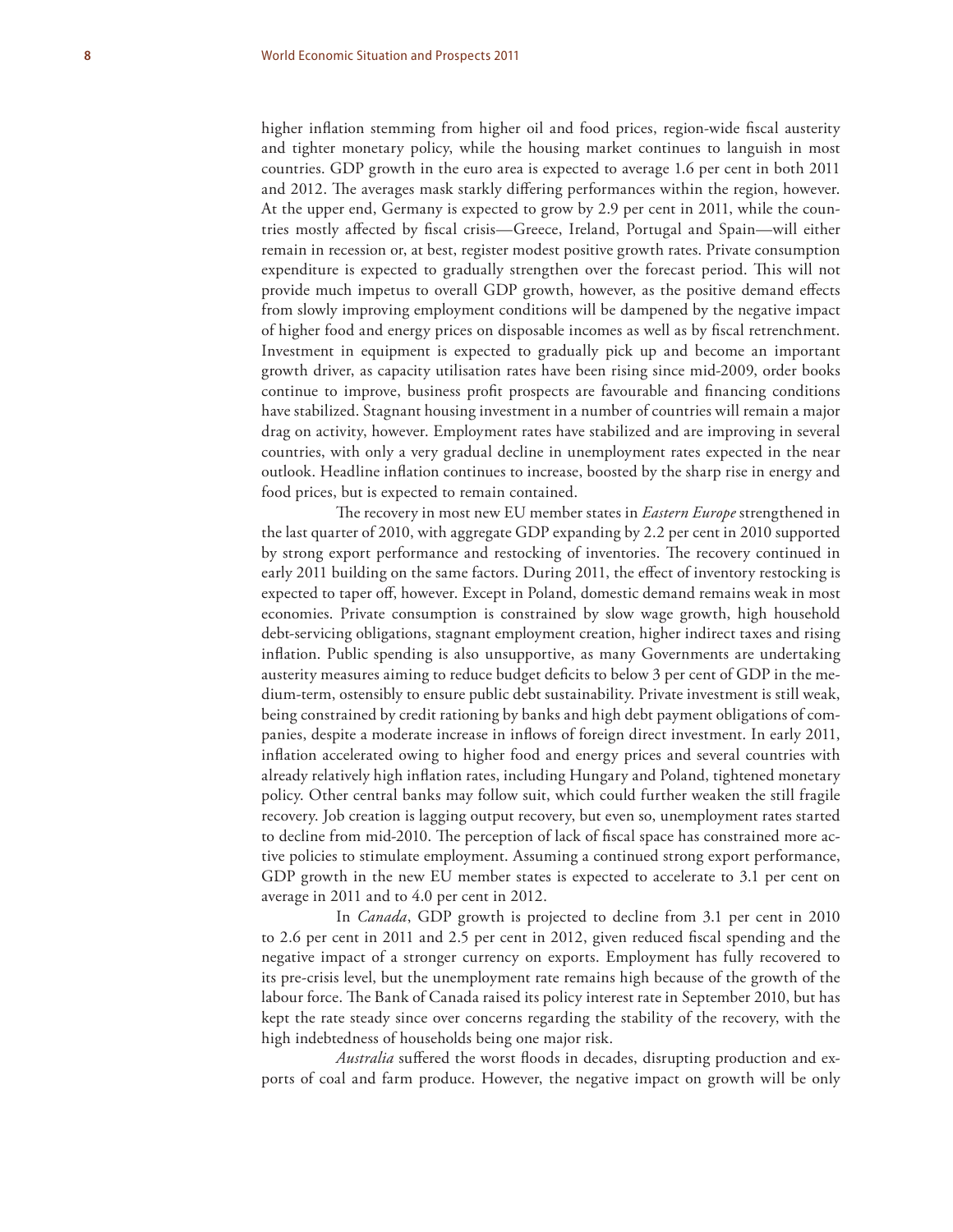higher inflation stemming from higher oil and food prices, region-wide fiscal austerity and tighter monetary policy, while the housing market continues to languish in most countries. GDP growth in the euro area is expected to average 1.6 per cent in both 2011 and 2012. The averages mask starkly differing performances within the region, however. At the upper end, Germany is expected to grow by 2.9 per cent in 2011, while the countries mostly affected by fiscal crisis—Greece, Ireland, Portugal and Spain—will either remain in recession or, at best, register modest positive growth rates. Private consumption expenditure is expected to gradually strengthen over the forecast period. This will not provide much impetus to overall GDP growth, however, as the positive demand effects from slowly improving employment conditions will be dampened by the negative impact of higher food and energy prices on disposable incomes as well as by fiscal retrenchment. Investment in equipment is expected to gradually pick up and become an important growth driver, as capacity utilisation rates have been rising since mid-2009, order books continue to improve, business profit prospects are favourable and financing conditions have stabilized. Stagnant housing investment in a number of countries will remain a major drag on activity, however. Employment rates have stabilized and are improving in several countries, with only a very gradual decline in unemployment rates expected in the near outlook. Headline inflation continues to increase, boosted by the sharp rise in energy and food prices, but is expected to remain contained.

The recovery in most new EU member states in *Eastern Europe* strengthened in the last quarter of 2010, with aggregate GDP expanding by 2.2 per cent in 2010 supported by strong export performance and restocking of inventories. The recovery continued in early 2011 building on the same factors. During 2011, the effect of inventory restocking is expected to taper off, however. Except in Poland, domestic demand remains weak in most economies. Private consumption is constrained by slow wage growth, high household debt-servicing obligations, stagnant employment creation, higher indirect taxes and rising inflation. Public spending is also unsupportive, as many Governments are undertaking austerity measures aiming to reduce budget deficits to below 3 per cent of GDP in the medium-term, ostensibly to ensure public debt sustainability. Private investment is still weak, being constrained by credit rationing by banks and high debt payment obligations of companies, despite a moderate increase in inflows of foreign direct investment. In early 2011, inflation accelerated owing to higher food and energy prices and several countries with already relatively high inflation rates, including Hungary and Poland, tightened monetary policy. Other central banks may follow suit, which could further weaken the still fragile recovery. Job creation is lagging output recovery, but even so, unemployment rates started to decline from mid-2010. The perception of lack of fiscal space has constrained more active policies to stimulate employment. Assuming a continued strong export performance, GDP growth in the new EU member states is expected to accelerate to 3.1 per cent on average in 2011 and to 4.0 per cent in 2012.

In *Canada*, GDP growth is projected to decline from 3.1 per cent in 2010 to 2.6 per cent in 2011 and 2.5 per cent in 2012, given reduced fiscal spending and the negative impact of a stronger currency on exports. Employment has fully recovered to its pre-crisis level, but the unemployment rate remains high because of the growth of the labour force. The Bank of Canada raised its policy interest rate in September 2010, but has kept the rate steady since over concerns regarding the stability of the recovery, with the high indebtedness of households being one major risk.

*Australia* suffered the worst floods in decades, disrupting production and exports of coal and farm produce. However, the negative impact on growth will be only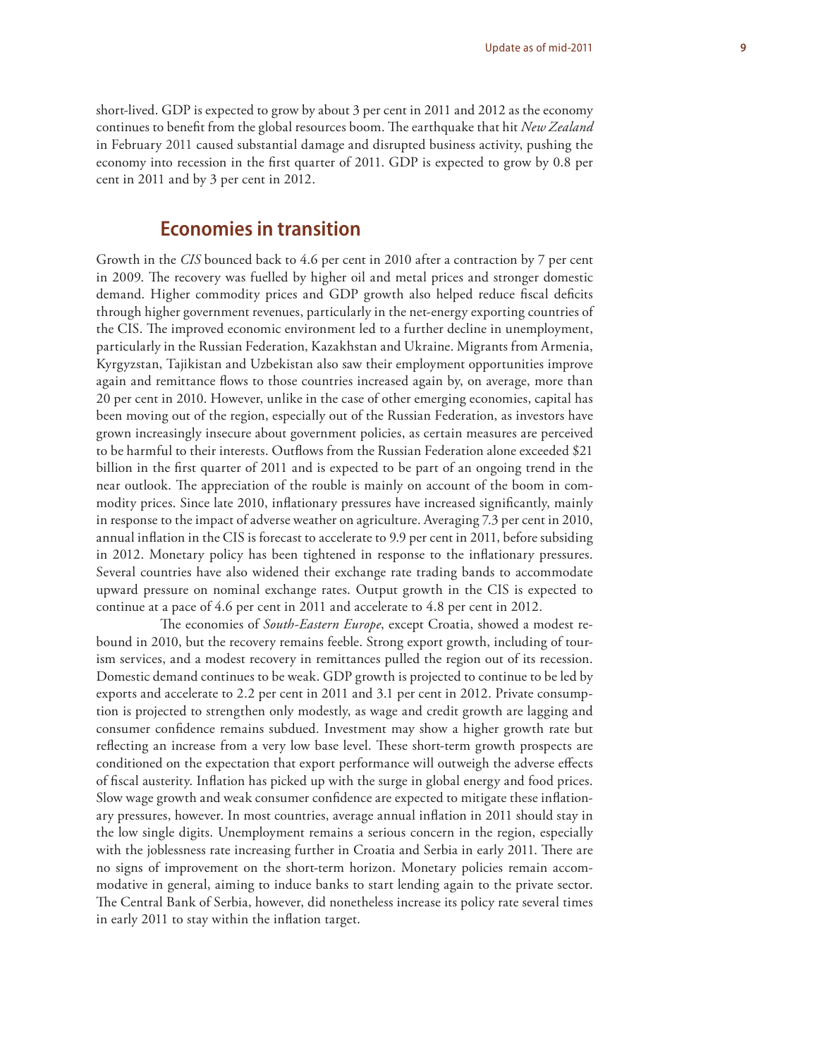short-lived. GDP is expected to grow by about 3 per cent in 2011 and 2012 as the economy continues to benefit from the global resources boom. The earthquake that hit *New Zealand* in February 2011 caused substantial damage and disrupted business activity, pushing the economy into recession in the first quarter of 2011. GDP is expected to grow by 0.8 per cent in 2011 and by 3 per cent in 2012.

## Economies in transition

Growth in the *CIS* bounced back to 4.6 per cent in 2010 after a contraction by 7 per cent in 2009. The recovery was fuelled by higher oil and metal prices and stronger domestic demand. Higher commodity prices and GDP growth also helped reduce fiscal deficits through higher government revenues, particularly in the net-energy exporting countries of the CIS. The improved economic environment led to a further decline in unemployment, particularly in the Russian Federation, Kazakhstan and Ukraine. Migrants from Armenia, Kyrgyzstan, Tajikistan and Uzbekistan also saw their employment opportunities improve again and remittance flows to those countries increased again by, on average, more than 20 per cent in 2010. However, unlike in the case of other emerging economies, capital has been moving out of the region, especially out of the Russian Federation, as investors have grown increasingly insecure about government policies, as certain measures are perceived to be harmful to their interests. Outflows from the Russian Federation alone exceeded $21 billion in the first quarter of 2011 and is expected to be part of an ongoing trend in the near outlook. The appreciation of the rouble is mainly on account of the boom in commodity prices. Since late 2010, inflationary pressures have increased significantly, mainly in response to the impact of adverse weather on agriculture. Averaging 7.3 per cent in 2010, annual inflation in the CIS is forecast to accelerate to 9.9 per cent in 2011, before subsiding in 2012. Monetary policy has been tightened in response to the inflationary pressures. Several countries have also widened their exchange rate trading bands to accommodate upward pressure on nominal exchange rates. Output growth in the CIS is expected to continue at a pace of 4.6 per cent in 2011 and accelerate to 4.8 per cent in 2012.

The economies of *South-Eastern Europe*, except Croatia, showed a modest rebound in 2010, but the recovery remains feeble. Strong export growth, including of tourism services, and a modest recovery in remittances pulled the region out of its recession. Domestic demand continues to be weak. GDP growth is projected to continue to be led by exports and accelerate to 2.2 per cent in 2011 and 3.1 per cent in 2012. Private consumption is projected to strengthen only modestly, as wage and credit growth are lagging and consumer confidence remains subdued. Investment may show a higher growth rate but reflecting an increase from a very low base level. These short-term growth prospects are conditioned on the expectation that export performance will outweigh the adverse effects of fiscal austerity. Inflation has picked up with the surge in global energy and food prices. Slow wage growth and weak consumer confidence are expected to mitigate these inflationary pressures, however. In most countries, average annual inflation in 2011 should stay in the low single digits. Unemployment remains a serious concern in the region, especially with the joblessness rate increasing further in Croatia and Serbia in early 2011. There are no signs of improvement on the short-term horizon. Monetary policies remain accommodative in general, aiming to induce banks to start lending again to the private sector. The Central Bank of Serbia, however, did nonetheless increase its policy rate several times in early 2011 to stay within the inflation target.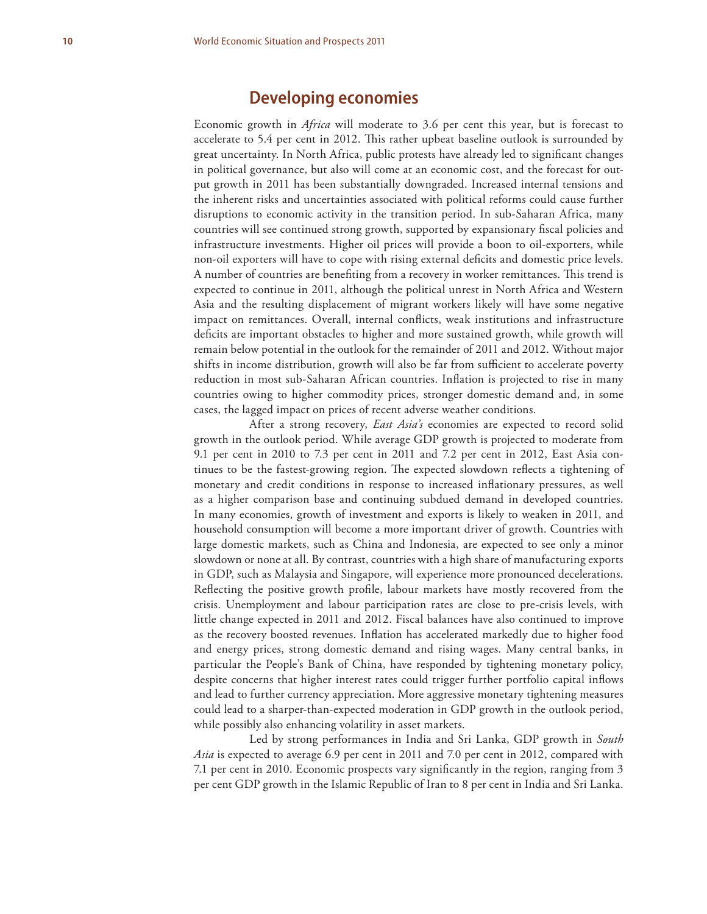## Developing economies

Economic growth in *Africa* will moderate to 3.6 per cent this year, but is forecast to accelerate to 5.4 per cent in 2012. This rather upbeat baseline outlook is surrounded by great uncertainty. In North Africa, public protests have already led to significant changes in political governance, but also will come at an economic cost, and the forecast for output growth in 2011 has been substantially downgraded. Increased internal tensions and the inherent risks and uncertainties associated with political reforms could cause further disruptions to economic activity in the transition period. In sub-Saharan Africa, many countries will see continued strong growth, supported by expansionary fiscal policies and infrastructure investments. Higher oil prices will provide a boon to oil-exporters, while non-oil exporters will have to cope with rising external deficits and domestic price levels. A number of countries are benefiting from a recovery in worker remittances. This trend is expected to continue in 2011, although the political unrest in North Africa and Western Asia and the resulting displacement of migrant workers likely will have some negative impact on remittances. Overall, internal conflicts, weak institutions and infrastructure deficits are important obstacles to higher and more sustained growth, while growth will remain below potential in the outlook for the remainder of 2011 and 2012. Without major shifts in income distribution, growth will also be far from sufficient to accelerate poverty reduction in most sub-Saharan African countries. Inflation is projected to rise in many countries owing to higher commodity prices, stronger domestic demand and, in some cases, the lagged impact on prices of recent adverse weather conditions.

After a strong recovery, *East Asia's* economies are expected to record solid growth in the outlook period. While average GDP growth is projected to moderate from 9.1 per cent in 2010 to 7.3 per cent in 2011 and 7.2 per cent in 2012, East Asia continues to be the fastest-growing region. The expected slowdown reflects a tightening of monetary and credit conditions in response to increased inflationary pressures, as well as a higher comparison base and continuing subdued demand in developed countries. In many economies, growth of investment and exports is likely to weaken in 2011, and household consumption will become a more important driver of growth. Countries with large domestic markets, such as China and Indonesia, are expected to see only a minor slowdown or none at all. By contrast, countries with a high share of manufacturing exports in GDP, such as Malaysia and Singapore, will experience more pronounced decelerations. Reflecting the positive growth profile, labour markets have mostly recovered from the crisis. Unemployment and labour participation rates are close to pre-crisis levels, with little change expected in 2011 and 2012. Fiscal balances have also continued to improve as the recovery boosted revenues. Inflation has accelerated markedly due to higher food and energy prices, strong domestic demand and rising wages. Many central banks, in particular the People's Bank of China, have responded by tightening monetary policy, despite concerns that higher interest rates could trigger further portfolio capital inflows and lead to further currency appreciation. More aggressive monetary tightening measures could lead to a sharper-than-expected moderation in GDP growth in the outlook period, while possibly also enhancing volatility in asset markets.

Led by strong performances in India and Sri Lanka, GDP growth in *South Asia* is expected to average 6.9 per cent in 2011 and 7.0 per cent in 2012, compared with 7.1 per cent in 2010. Economic prospects vary significantly in the region, ranging from 3 per cent GDP growth in the Islamic Republic of Iran to 8 per cent in India and Sri Lanka.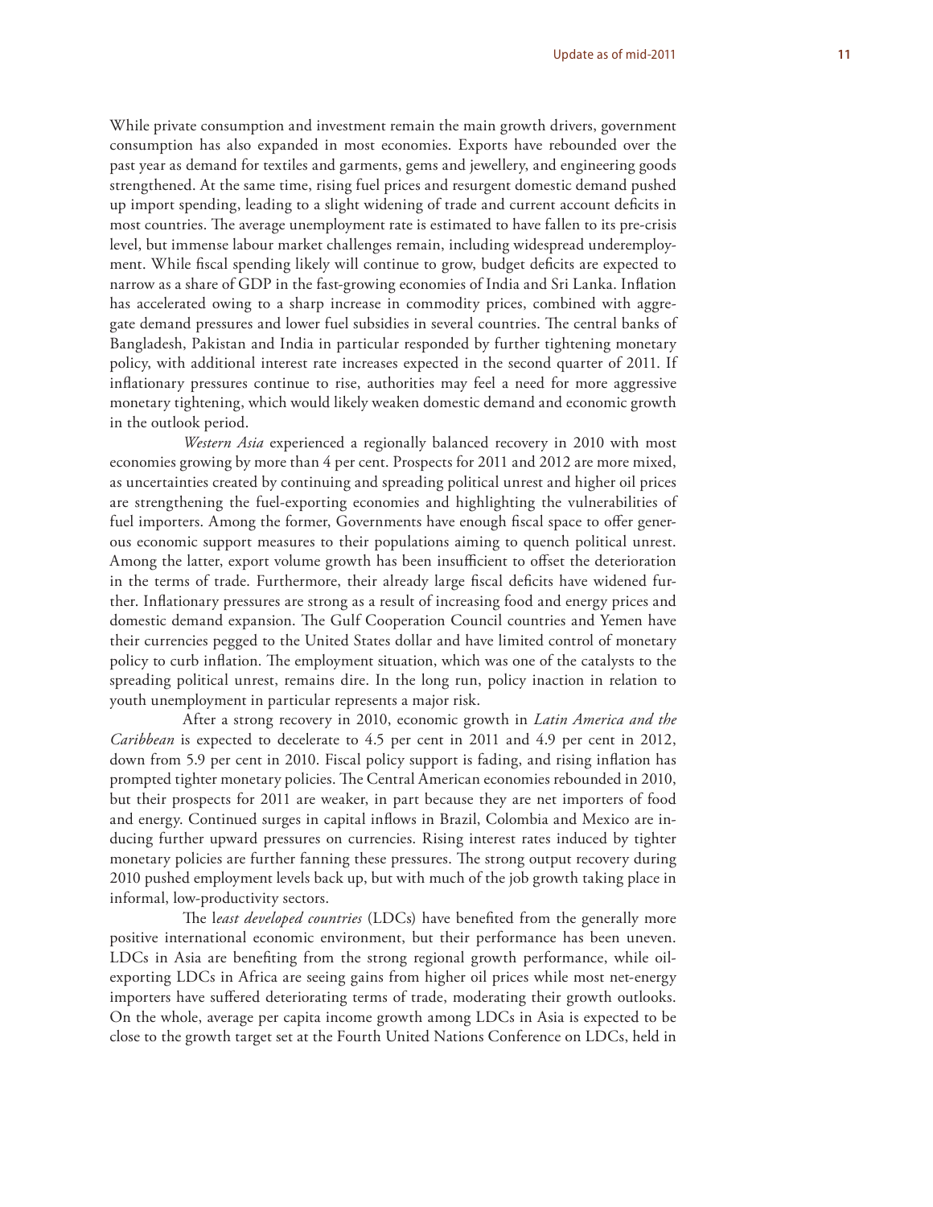While private consumption and investment remain the main growth drivers, government consumption has also expanded in most economies. Exports have rebounded over the past year as demand for textiles and garments, gems and jewellery, and engineering goods strengthened. At the same time, rising fuel prices and resurgent domestic demand pushed up import spending, leading to a slight widening of trade and current account deficits in most countries. The average unemployment rate is estimated to have fallen to its pre-crisis level, but immense labour market challenges remain, including widespread underemployment. While fiscal spending likely will continue to grow, budget deficits are expected to narrow as a share of GDP in the fast-growing economies of India and Sri Lanka. Inflation has accelerated owing to a sharp increase in commodity prices, combined with aggregate demand pressures and lower fuel subsidies in several countries. The central banks of Bangladesh, Pakistan and India in particular responded by further tightening monetary policy, with additional interest rate increases expected in the second quarter of 2011. If inflationary pressures continue to rise, authorities may feel a need for more aggressive monetary tightening, which would likely weaken domestic demand and economic growth in the outlook period.

*Western Asia* experienced a regionally balanced recovery in 2010 with most economies growing by more than 4 per cent. Prospects for 2011 and 2012 are more mixed, as uncertainties created by continuing and spreading political unrest and higher oil prices are strengthening the fuel-exporting economies and highlighting the vulnerabilities of fuel importers. Among the former, Governments have enough fiscal space to offer generous economic support measures to their populations aiming to quench political unrest. Among the latter, export volume growth has been insufficient to offset the deterioration in the terms of trade. Furthermore, their already large fiscal deficits have widened further. Inflationary pressures are strong as a result of increasing food and energy prices and domestic demand expansion. The Gulf Cooperation Council countries and Yemen have their currencies pegged to the United States dollar and have limited control of monetary policy to curb inflation. The employment situation, which was one of the catalysts to the spreading political unrest, remains dire. In the long run, policy inaction in relation to youth unemployment in particular represents a major risk.

After a strong recovery in 2010, economic growth in *Latin America and the Caribbean* is expected to decelerate to 4.5 per cent in 2011 and 4.9 per cent in 2012, down from 5.9 per cent in 2010. Fiscal policy support is fading, and rising inflation has prompted tighter monetary policies. The Central American economies rebounded in 2010, but their prospects for 2011 are weaker, in part because they are net importers of food and energy. Continued surges in capital inflows in Brazil, Colombia and Mexico are inducing further upward pressures on currencies. Rising interest rates induced by tighter monetary policies are further fanning these pressures. The strong output recovery during 2010 pushed employment levels back up, but with much of the job growth taking place in informal, low-productivity sectors.

The l*east developed countries* (LDCs) have benefited from the generally more positive international economic environment, but their performance has been uneven. LDCs in Asia are benefiting from the strong regional growth performance, while oil-exporting LDCs in Africa are seeing gains from higher oil prices while most net-energy importers have suffered deteriorating terms of trade, moderating their growth outlooks. On the whole, average per capita income growth among LDCs in Asia is expected to be close to the growth target set at the Fourth United Nations Conference on LDCs, held in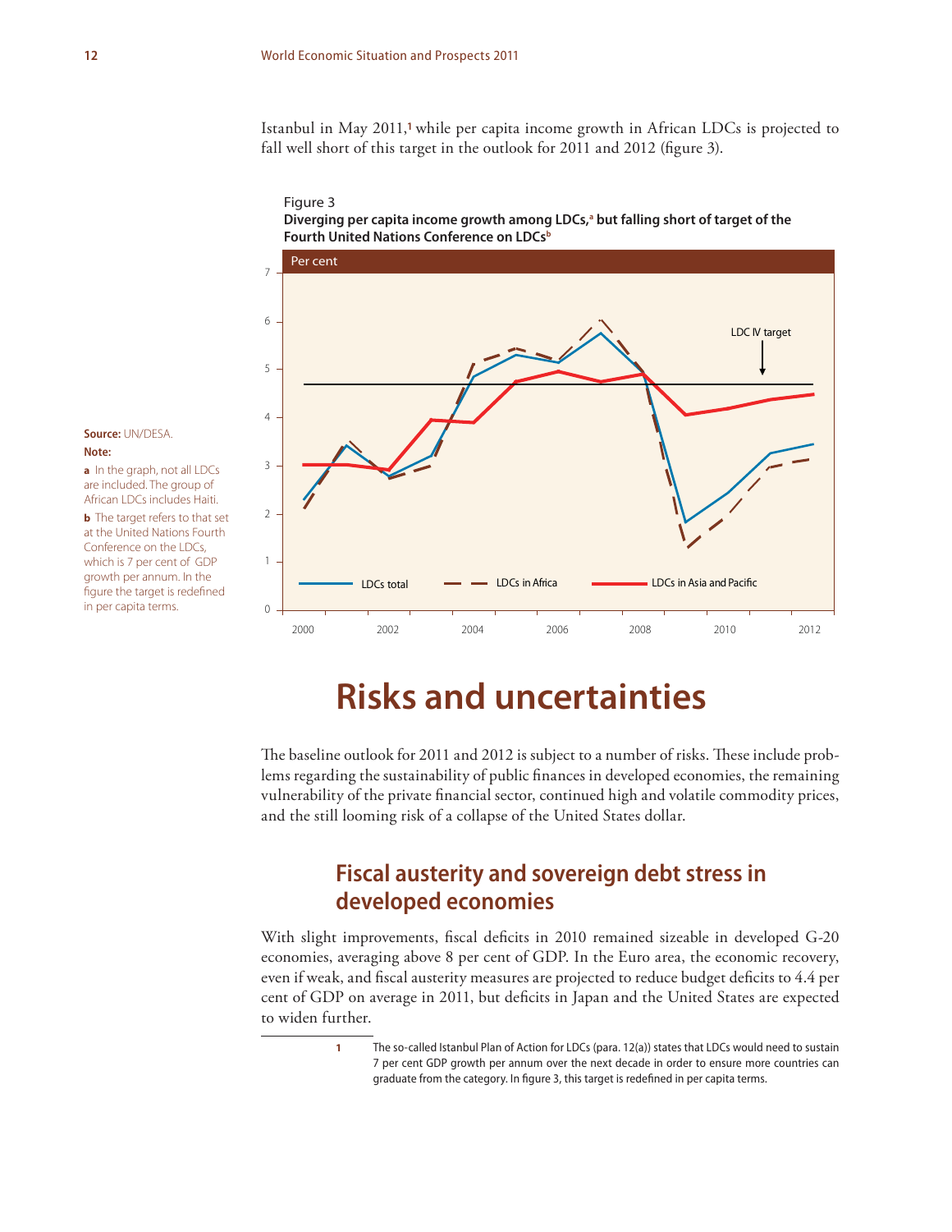Istanbul in May 2011,[1] while per capita income growth in African LDCs is projected to fall well short of this target in the outlook for 2011 and 2012 (figure 3).

Figure 3
**Diverging per capita income growth among LDCs,[a] but falling short of target of the Fourth United Nations Conference on LDCs[b]**

**Source:** UN/DESA.

**Note:**

**a** In the graph, not all LDCs are included. The group of African LDCs includes Haiti.

**b** The target refers to that set at the United Nations Fourth Conference on the LDCs, which is 7 per cent of GDP growth per annum. In the figure the target is redefined in per capita terms.

# Risks and uncertainties

The baseline outlook for 2011 and 2012 is subject to a number of risks. These include problems regarding the sustainability of public finances in developed economies, the remaining vulnerability of the private financial sector, continued high and volatile commodity prices, and the still looming risk of a collapse of the United States dollar.

## Fiscal austerity and sovereign debt stress in developed economies

With slight improvements, fiscal deficits in 2010 remained sizeable in developed G-20 economies, averaging above 8 per cent of GDP. In the Euro area, the economic recovery, even if weak, and fiscal austerity measures are projected to reduce budget deficits to 4.4 per cent of GDP on average in 2011, but deficits in Japan and the United States are expected to widen further.

1 The so-called Istanbul Plan of Action for LDCs (para. 12(a)) states that LDCs would need to sustain 7 per cent GDP growth per annum over the next decade in order to ensure more countries can graduate from the category. In figure 3, this target is redefined in per capita terms.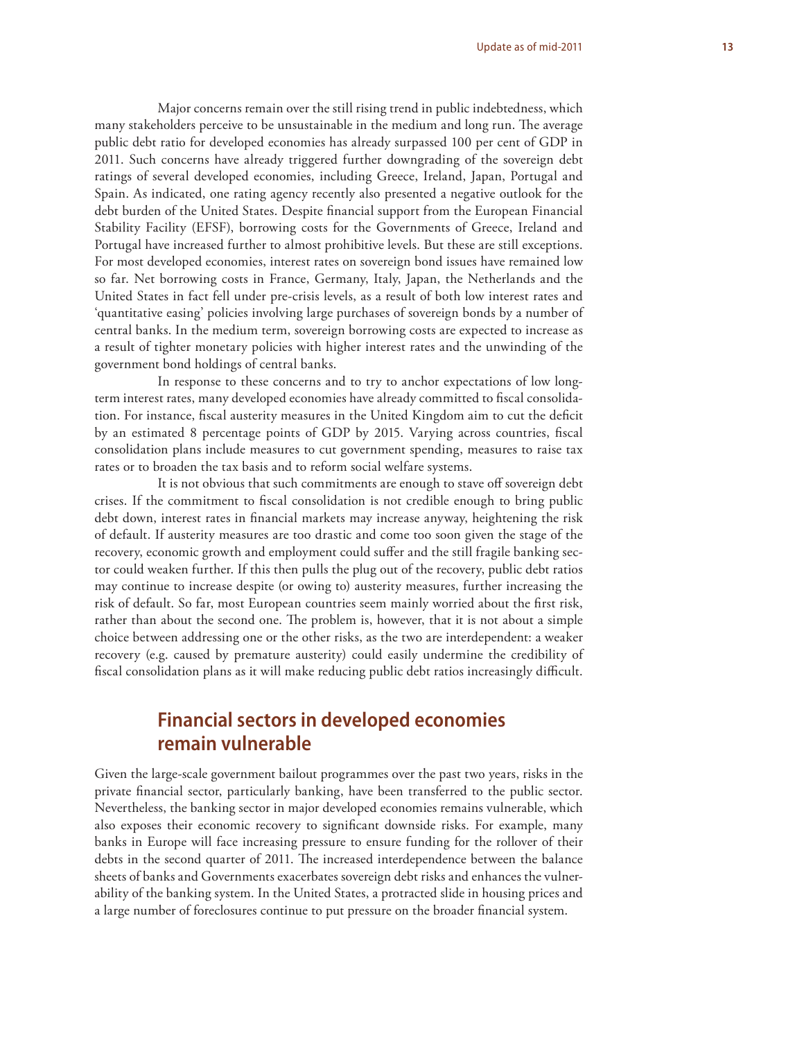Major concerns remain over the still rising trend in public indebtedness, which many stakeholders perceive to be unsustainable in the medium and long run. The average public debt ratio for developed economies has already surpassed 100 per cent of GDP in 2011. Such concerns have already triggered further downgrading of the sovereign debt ratings of several developed economies, including Greece, Ireland, Japan, Portugal and Spain. As indicated, one rating agency recently also presented a negative outlook for the debt burden of the United States. Despite financial support from the European Financial Stability Facility (EFSF), borrowing costs for the Governments of Greece, Ireland and Portugal have increased further to almost prohibitive levels. But these are still exceptions. For most developed economies, interest rates on sovereign bond issues have remained low so far. Net borrowing costs in France, Germany, Italy, Japan, the Netherlands and the United States in fact fell under pre-crisis levels, as a result of both low interest rates and 'quantitative easing' policies involving large purchases of sovereign bonds by a number of central banks. In the medium term, sovereign borrowing costs are expected to increase as a result of tighter monetary policies with higher interest rates and the unwinding of the government bond holdings of central banks.

In response to these concerns and to try to anchor expectations of low long-term interest rates, many developed economies have already committed to fiscal consolidation. For instance, fiscal austerity measures in the United Kingdom aim to cut the deficit by an estimated 8 percentage points of GDP by 2015. Varying across countries, fiscal consolidation plans include measures to cut government spending, measures to raise tax rates or to broaden the tax basis and to reform social welfare systems.

It is not obvious that such commitments are enough to stave off sovereign debt crises. If the commitment to fiscal consolidation is not credible enough to bring public debt down, interest rates in financial markets may increase anyway, heightening the risk of default. If austerity measures are too drastic and come too soon given the stage of the recovery, economic growth and employment could suffer and the still fragile banking sector could weaken further. If this then pulls the plug out of the recovery, public debt ratios may continue to increase despite (or owing to) austerity measures, further increasing the risk of default. So far, most European countries seem mainly worried about the first risk, rather than about the second one. The problem is, however, that it is not about a simple choice between addressing one or the other risks, as the two are interdependent: a weaker recovery (e.g. caused by premature austerity) could easily undermine the credibility of fiscal consolidation plans as it will make reducing public debt ratios increasingly difficult.

## Financial sectors in developed economies remain vulnerable

Given the large-scale government bailout programmes over the past two years, risks in the private financial sector, particularly banking, have been transferred to the public sector. Nevertheless, the banking sector in major developed economies remains vulnerable, which also exposes their economic recovery to significant downside risks. For example, many banks in Europe will face increasing pressure to ensure funding for the rollover of their debts in the second quarter of 2011. The increased interdependence between the balance sheets of banks and Governments exacerbates sovereign debt risks and enhances the vulnerability of the banking system. In the United States, a protracted slide in housing prices and a large number of foreclosures continue to put pressure on the broader financial system.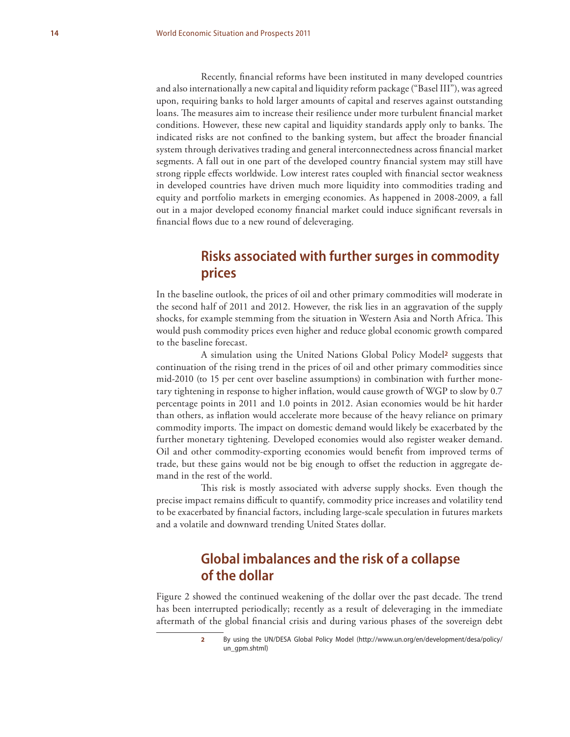Recently, financial reforms have been instituted in many developed countries and also internationally a new capital and liquidity reform package ("Basel III"), was agreed upon, requiring banks to hold larger amounts of capital and reserves against outstanding loans. The measures aim to increase their resilience under more turbulent financial market conditions. However, these new capital and liquidity standards apply only to banks. The indicated risks are not confined to the banking system, but affect the broader financial system through derivatives trading and general interconnectedness across financial market segments. A fall out in one part of the developed country financial system may still have strong ripple effects worldwide. Low interest rates coupled with financial sector weakness in developed countries have driven much more liquidity into commodities trading and equity and portfolio markets in emerging economies. As happened in 2008-2009, a fall out in a major developed economy financial market could induce significant reversals in financial flows due to a new round of deleveraging.

## Risks associated with further surges in commodity prices

In the baseline outlook, the prices of oil and other primary commodities will moderate in the second half of 2011 and 2012. However, the risk lies in an aggravation of the supply shocks, for example stemming from the situation in Western Asia and North Africa. This would push commodity prices even higher and reduce global economic growth compared to the baseline forecast.

A simulation using the United Nations Global Policy Model[2] suggests that continuation of the rising trend in the prices of oil and other primary commodities since mid-2010 (to 15 per cent over baseline assumptions) in combination with further monetary tightening in response to higher inflation, would cause growth of WGP to slow by 0.7 percentage points in 2011 and 1.0 points in 2012. Asian economies would be hit harder than others, as inflation would accelerate more because of the heavy reliance on primary commodity imports. The impact on domestic demand would likely be exacerbated by the further monetary tightening. Developed economies would also register weaker demand. Oil and other commodity-exporting economies would benefit from improved terms of trade, but these gains would not be big enough to offset the reduction in aggregate demand in the rest of the world.

This risk is mostly associated with adverse supply shocks. Even though the precise impact remains difficult to quantify, commodity price increases and volatility tend to be exacerbated by financial factors, including large-scale speculation in futures markets and a volatile and downward trending United States dollar.

## Global imbalances and the risk of a collapse of the dollar

Figure 2 showed the continued weakening of the dollar over the past decade. The trend has been interrupted periodically; recently as a result of deleveraging in the immediate aftermath of the global financial crisis and during various phases of the sovereign debt

2 By using the UN/DESA Global Policy Model (http://www.un.org/en/development/desa/policy/un_gpm.shtml)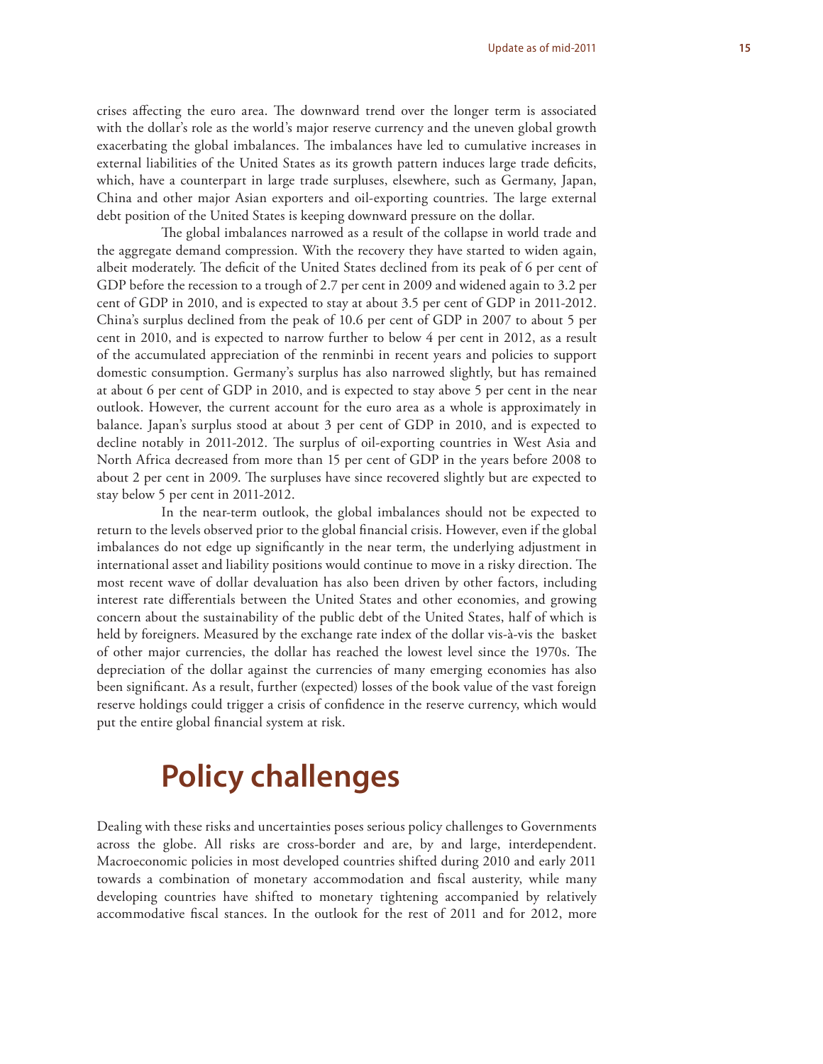crises affecting the euro area. The downward trend over the longer term is associated with the dollar's role as the world's major reserve currency and the uneven global growth exacerbating the global imbalances. The imbalances have led to cumulative increases in external liabilities of the United States as its growth pattern induces large trade deficits, which, have a counterpart in large trade surpluses, elsewhere, such as Germany, Japan, China and other major Asian exporters and oil-exporting countries. The large external debt position of the United States is keeping downward pressure on the dollar.

The global imbalances narrowed as a result of the collapse in world trade and the aggregate demand compression. With the recovery they have started to widen again, albeit moderately. The deficit of the United States declined from its peak of 6 per cent of GDP before the recession to a trough of 2.7 per cent in 2009 and widened again to 3.2 per cent of GDP in 2010, and is expected to stay at about 3.5 per cent of GDP in 2011-2012. China's surplus declined from the peak of 10.6 per cent of GDP in 2007 to about 5 per cent in 2010, and is expected to narrow further to below 4 per cent in 2012, as a result of the accumulated appreciation of the renminbi in recent years and policies to support domestic consumption. Germany's surplus has also narrowed slightly, but has remained at about 6 per cent of GDP in 2010, and is expected to stay above 5 per cent in the near outlook. However, the current account for the euro area as a whole is approximately in balance. Japan's surplus stood at about 3 per cent of GDP in 2010, and is expected to decline notably in 2011-2012. The surplus of oil-exporting countries in West Asia and North Africa decreased from more than 15 per cent of GDP in the years before 2008 to about 2 per cent in 2009. The surpluses have since recovered slightly but are expected to stay below 5 per cent in 2011-2012.

In the near-term outlook, the global imbalances should not be expected to return to the levels observed prior to the global financial crisis. However, even if the global imbalances do not edge up significantly in the near term, the underlying adjustment in international asset and liability positions would continue to move in a risky direction. The most recent wave of dollar devaluation has also been driven by other factors, including interest rate differentials between the United States and other economies, and growing concern about the sustainability of the public debt of the United States, half of which is held by foreigners. Measured by the exchange rate index of the dollar vis-à-vis the basket of other major currencies, the dollar has reached the lowest level since the 1970s. The depreciation of the dollar against the currencies of many emerging economies has also been significant. As a result, further (expected) losses of the book value of the vast foreign reserve holdings could trigger a crisis of confidence in the reserve currency, which would put the entire global financial system at risk.

# Policy challenges

Dealing with these risks and uncertainties poses serious policy challenges to Governments across the globe. All risks are cross-border and are, by and large, interdependent. Macroeconomic policies in most developed countries shifted during 2010 and early 2011 towards a combination of monetary accommodation and fiscal austerity, while many developing countries have shifted to monetary tightening accompanied by relatively accommodative fiscal stances. In the outlook for the rest of 2011 and for 2012, more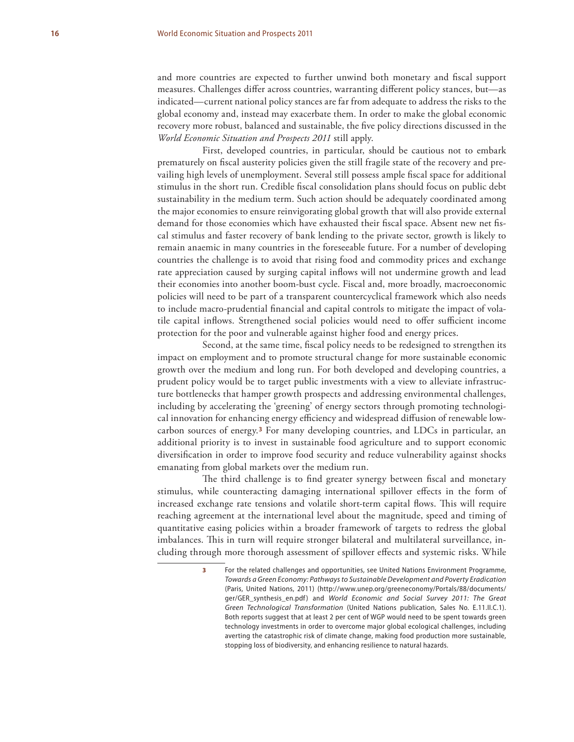and more countries are expected to further unwind both monetary and fiscal support measures. Challenges differ across countries, warranting different policy stances, but—as indicated—current national policy stances are far from adequate to address the risks to the global economy and, instead may exacerbate them. In order to make the global economic recovery more robust, balanced and sustainable, the five policy directions discussed in the *World Economic Situation and Prospects 2011* still apply.

First, developed countries, in particular, should be cautious not to embark prematurely on fiscal austerity policies given the still fragile state of the recovery and prevailing high levels of unemployment. Several still possess ample fiscal space for additional stimulus in the short run. Credible fiscal consolidation plans should focus on public debt sustainability in the medium term. Such action should be adequately coordinated among the major economies to ensure reinvigorating global growth that will also provide external demand for those economies which have exhausted their fiscal space. Absent new net fiscal stimulus and faster recovery of bank lending to the private sector, growth is likely to remain anaemic in many countries in the foreseeable future. For a number of developing countries the challenge is to avoid that rising food and commodity prices and exchange rate appreciation caused by surging capital inflows will not undermine growth and lead their economies into another boom-bust cycle. Fiscal and, more broadly, macroeconomic policies will need to be part of a transparent countercyclical framework which also needs to include macro-prudential financial and capital controls to mitigate the impact of volatile capital inflows. Strengthened social policies would need to offer sufficient income protection for the poor and vulnerable against higher food and energy prices.

Second, at the same time, fiscal policy needs to be redesigned to strengthen its impact on employment and to promote structural change for more sustainable economic growth over the medium and long run. For both developed and developing countries, a prudent policy would be to target public investments with a view to alleviate infrastructure bottlenecks that hamper growth prospects and addressing environmental challenges, including by accelerating the 'greening' of energy sectors through promoting technological innovation for enhancing energy efficiency and widespread diffusion of renewable low-carbon sources of energy.[3] For many developing countries, and LDCs in particular, an additional priority is to invest in sustainable food agriculture and to support economic diversification in order to improve food security and reduce vulnerability against shocks emanating from global markets over the medium run.

The third challenge is to find greater synergy between fiscal and monetary stimulus, while counteracting damaging international spillover effects in the form of increased exchange rate tensions and volatile short-term capital flows. This will require reaching agreement at the international level about the magnitude, speed and timing of quantitative easing policies within a broader framework of targets to redress the global imbalances. This in turn will require stronger bilateral and multilateral surveillance, including through more thorough assessment of spillover effects and systemic risks. While

[3] For the related challenges and opportunities, see United Nations Environment Programme, *Towards a Green Economy: Pathways to Sustainable Development and Poverty Eradication* (Paris, United Nations, 2011) (http://www.unep.org/greeneconomy/Portals/88/documents/ger/GER_synthesis_en.pdf) and *World Economic and Social Survey 2011: The Great Green Technological Transformation* (United Nations publication, Sales No. E.11.II.C.1). Both reports suggest that at least 2 per cent of WGP would need to be spent towards green technology investments in order to overcome major global ecological challenges, including averting the catastrophic risk of climate change, making food production more sustainable, stopping loss of biodiversity, and enhancing resilience to natural hazards.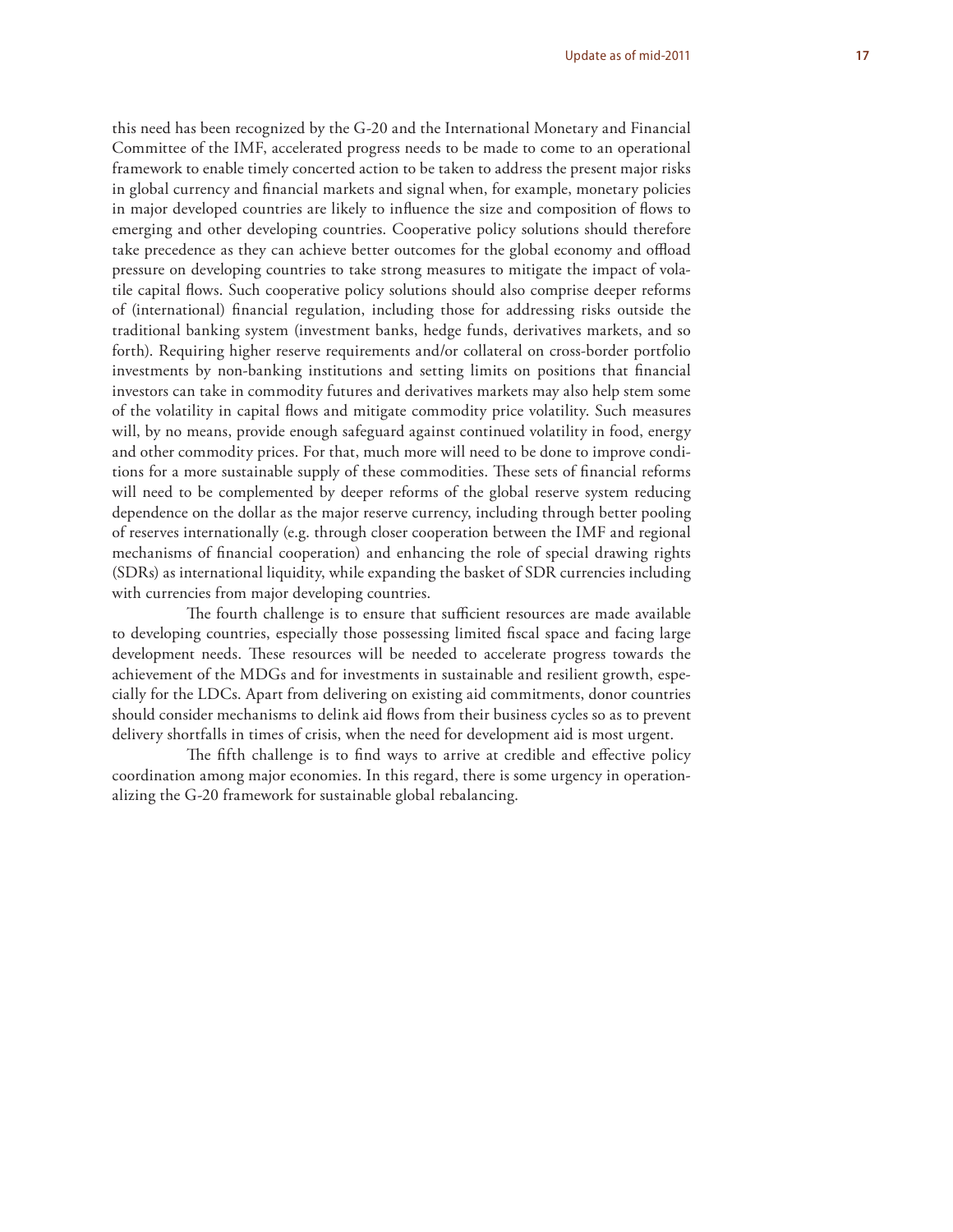this need has been recognized by the G-20 and the International Monetary and Financial Committee of the IMF, accelerated progress needs to be made to come to an operational framework to enable timely concerted action to be taken to address the present major risks in global currency and financial markets and signal when, for example, monetary policies in major developed countries are likely to influence the size and composition of flows to emerging and other developing countries. Cooperative policy solutions should therefore take precedence as they can achieve better outcomes for the global economy and offload pressure on developing countries to take strong measures to mitigate the impact of volatile capital flows. Such cooperative policy solutions should also comprise deeper reforms of (international) financial regulation, including those for addressing risks outside the traditional banking system (investment banks, hedge funds, derivatives markets, and so forth). Requiring higher reserve requirements and/or collateral on cross-border portfolio investments by non-banking institutions and setting limits on positions that financial investors can take in commodity futures and derivatives markets may also help stem some of the volatility in capital flows and mitigate commodity price volatility. Such measures will, by no means, provide enough safeguard against continued volatility in food, energy and other commodity prices. For that, much more will need to be done to improve conditions for a more sustainable supply of these commodities. These sets of financial reforms will need to be complemented by deeper reforms of the global reserve system reducing dependence on the dollar as the major reserve currency, including through better pooling of reserves internationally (e.g. through closer cooperation between the IMF and regional mechanisms of financial cooperation) and enhancing the role of special drawing rights (SDRs) as international liquidity, while expanding the basket of SDR currencies including with currencies from major developing countries.

The fourth challenge is to ensure that sufficient resources are made available to developing countries, especially those possessing limited fiscal space and facing large development needs. These resources will be needed to accelerate progress towards the achievement of the MDGs and for investments in sustainable and resilient growth, especially for the LDCs. Apart from delivering on existing aid commitments, donor countries should consider mechanisms to delink aid flows from their business cycles so as to prevent delivery shortfalls in times of crisis, when the need for development aid is most urgent.

The fifth challenge is to find ways to arrive at credible and effective policy coordination among major economies. In this regard, there is some urgency in operationalizing the G-20 framework for sustainable global rebalancing.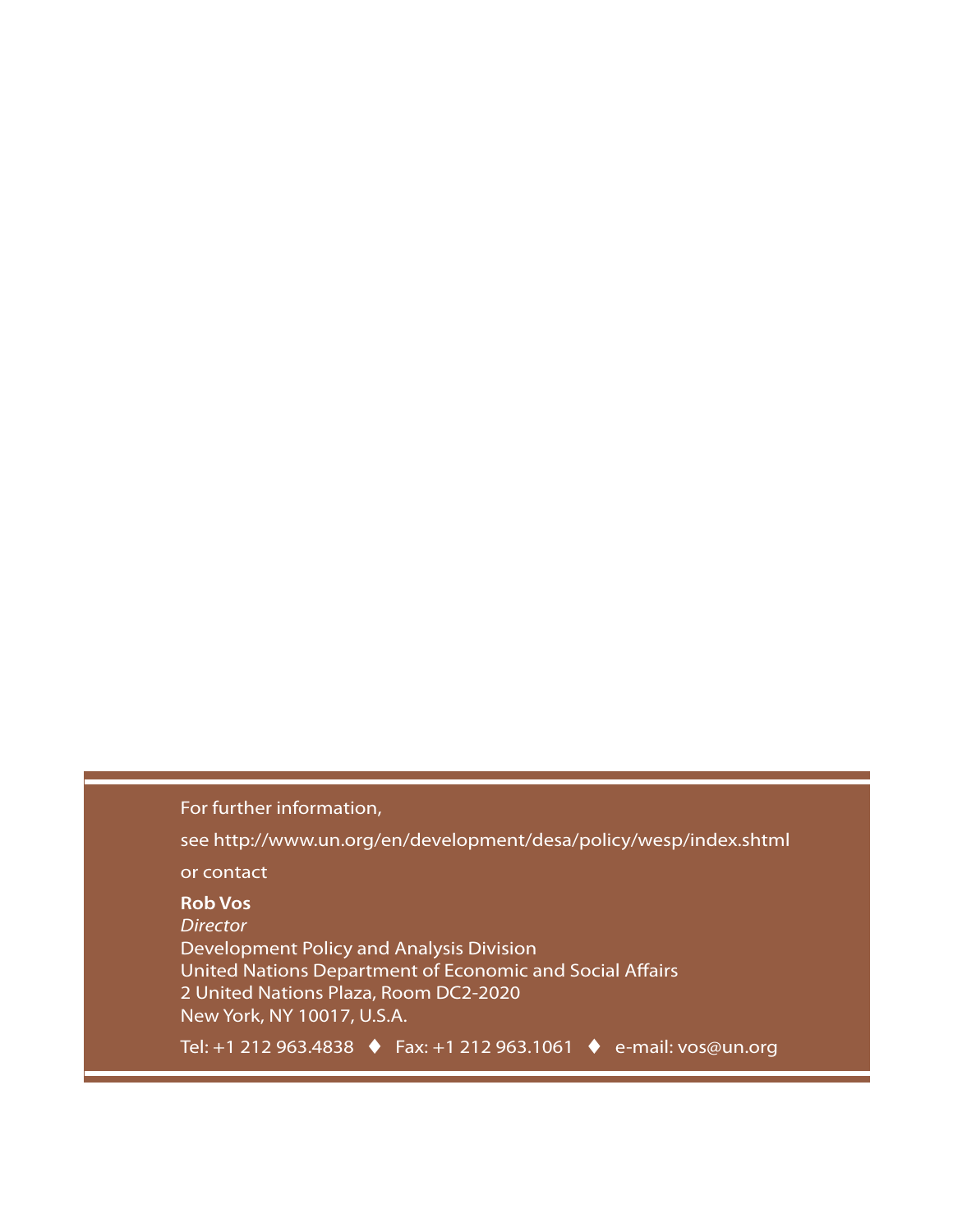For further information,

see http://www.un.org/en/development/desa/policy/wesp/index.shtml

or contact

**Rob Vos**
*Director*
Development Policy and Analysis Division
United Nations Department of Economic and Social Affairs
2 United Nations Plaza, Room DC2-2020
New York, NY 10017, U.S.A.

Tel: +1 212 963.4838 ♦ Fax: +1 212 963.1061 ♦ e-mail: vos@un.org